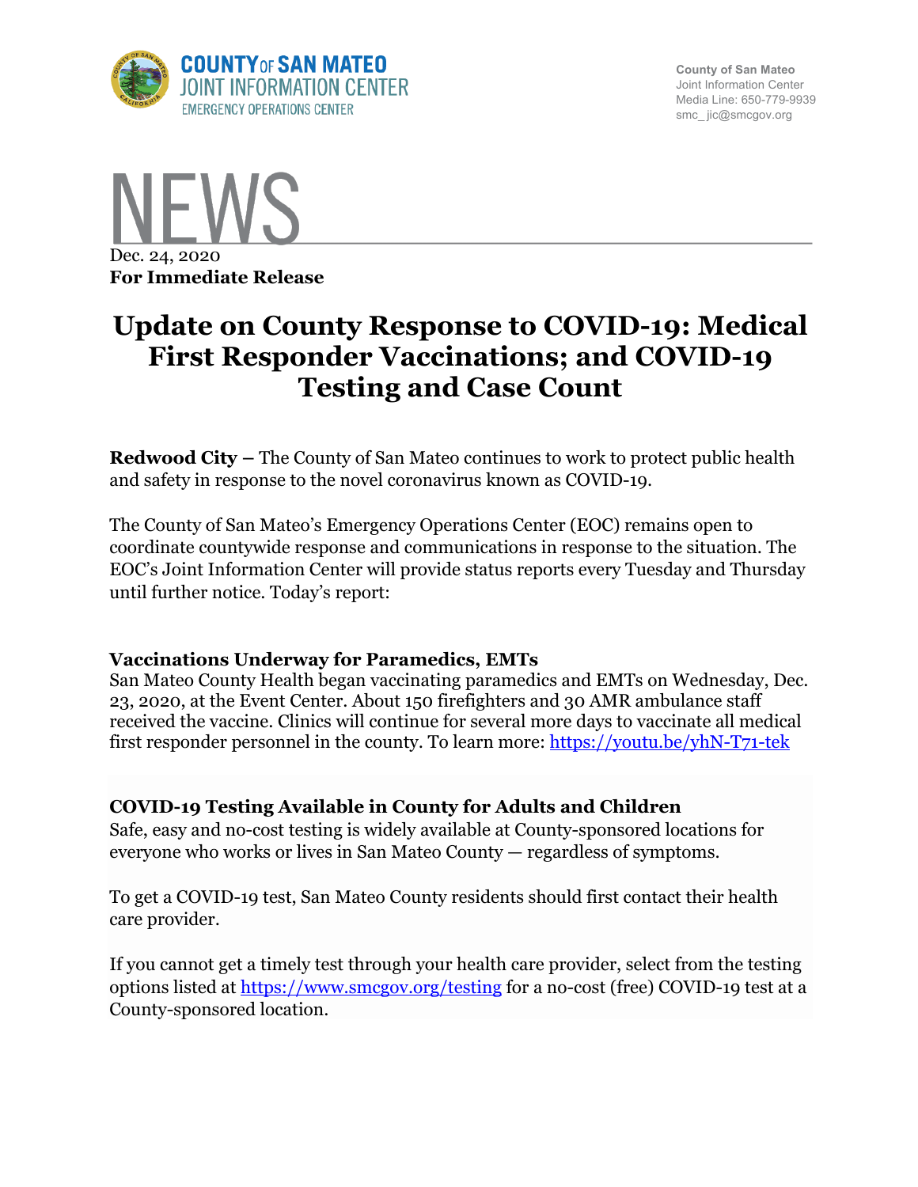COUNTY OF SAN MATEO
JOINT INFORMATION CENTER
EMERGENCY OPERATIONS CENTER

County of San Mateo
Joint Information Center
Media Line: 650-779-9939
smc_jic@smcgov.org

NEWS

Dec. 24, 2020
**For Immediate Release**

# Update on County Response to COVID-19: Medical First Responder Vaccinations; and COVID-19 Testing and Case Count

**Redwood City –** The County of San Mateo continues to work to protect public health and safety in response to the novel coronavirus known as COVID-19.

The County of San Mateo's Emergency Operations Center (EOC) remains open to coordinate countywide response and communications in response to the situation. The EOC's Joint Information Center will provide status reports every Tuesday and Thursday until further notice. Today's report:

### Vaccinations Underway for Paramedics, EMTs

San Mateo County Health began vaccinating paramedics and EMTs on Wednesday, Dec. 23, 2020, at the Event Center. About 150 firefighters and 30 AMR ambulance staff received the vaccine. Clinics will continue for several more days to vaccinate all medical first responder personnel in the county. To learn more: [https://youtu.be/yhN-T71-tek](https://youtu.be/yhN-T71-tek)

### COVID-19 Testing Available in County for Adults and Children

Safe, easy and no-cost testing is widely available at County-sponsored locations for everyone who works or lives in San Mateo County — regardless of symptoms.

To get a COVID-19 test, San Mateo County residents should first contact their health care provider.

If you cannot get a timely test through your health care provider, select from the testing options listed at [https://www.smcgov.org/testing](https://www.smcgov.org/testing) for a no-cost (free) COVID-19 test at a County-sponsored location.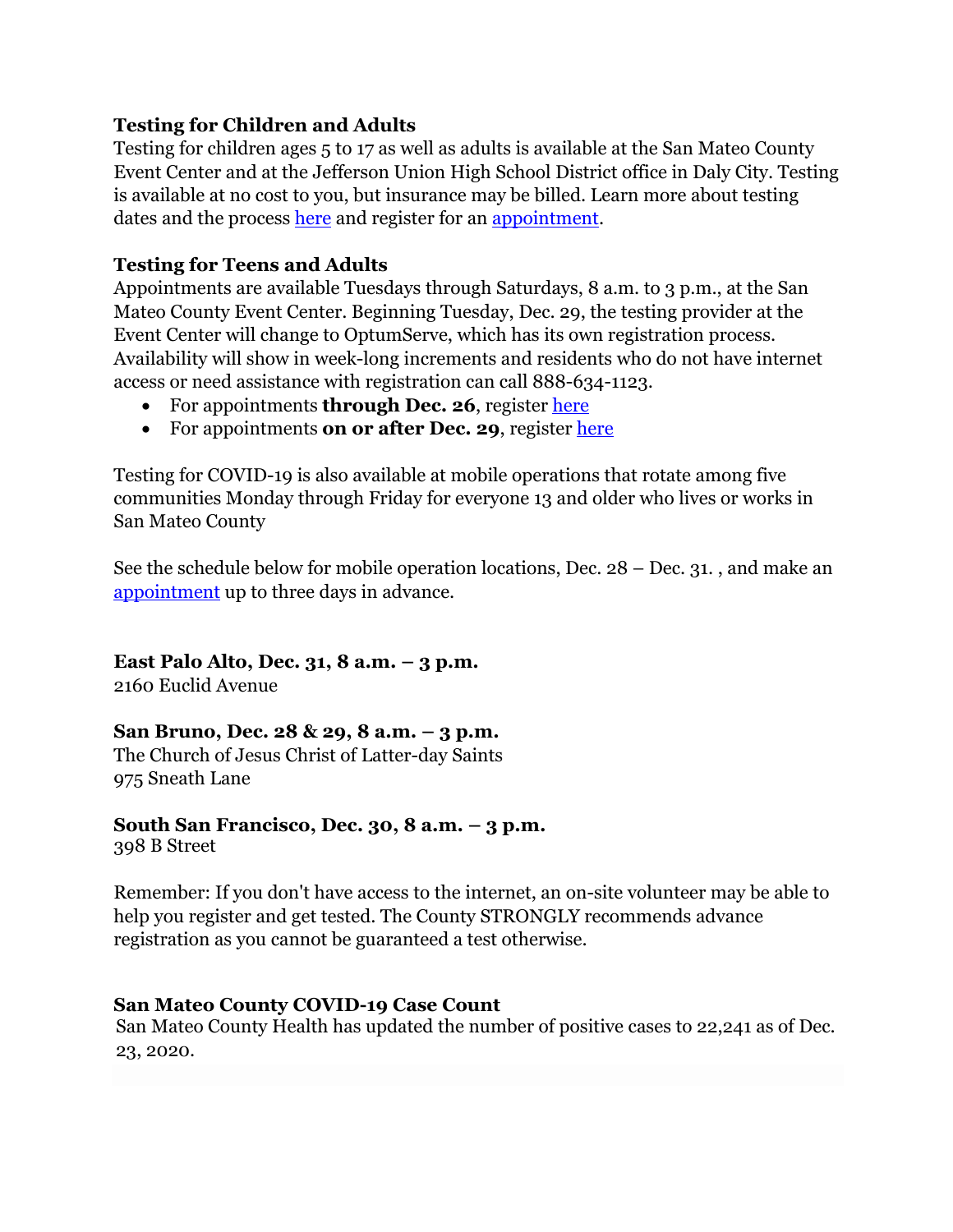**Testing for Children and Adults**
Testing for children ages 5 to 17 as well as adults is available at the San Mateo County Event Center and at the Jefferson Union High School District office in Daly City. Testing is available at no cost to you, but insurance may be billed. Learn more about testing dates and the process here and register for an appointment.

**Testing for Teens and Adults**
Appointments are available Tuesdays through Saturdays, 8 a.m. to 3 p.m., at the San Mateo County Event Center. Beginning Tuesday, Dec. 29, the testing provider at the Event Center will change to OptumServe, which has its own registration process. Availability will show in week-long increments and residents who do not have internet access or need assistance with registration can call 888-634-1123.

- For appointments **through Dec. 26**, register here
- For appointments **on or after Dec. 29**, register here

Testing for COVID-19 is also available at mobile operations that rotate among five communities Monday through Friday for everyone 13 and older who lives or works in San Mateo County

See the schedule below for mobile operation locations, Dec. 28 – Dec. 31. , and make an appointment up to three days in advance.

**East Palo Alto, Dec. 31, 8 a.m. – 3 p.m.**
2160 Euclid Avenue

**San Bruno, Dec. 28 & 29, 8 a.m. – 3 p.m.**
The Church of Jesus Christ of Latter-day Saints
975 Sneath Lane

**South San Francisco, Dec. 30, 8 a.m. – 3 p.m.**
398 B Street

Remember: If you don't have access to the internet, an on-site volunteer may be able to help you register and get tested. The County STRONGLY recommends advance registration as you cannot be guaranteed a test otherwise.

**San Mateo County COVID-19 Case Count**
San Mateo County Health has updated the number of positive cases to 22,241 as of Dec. 23, 2020.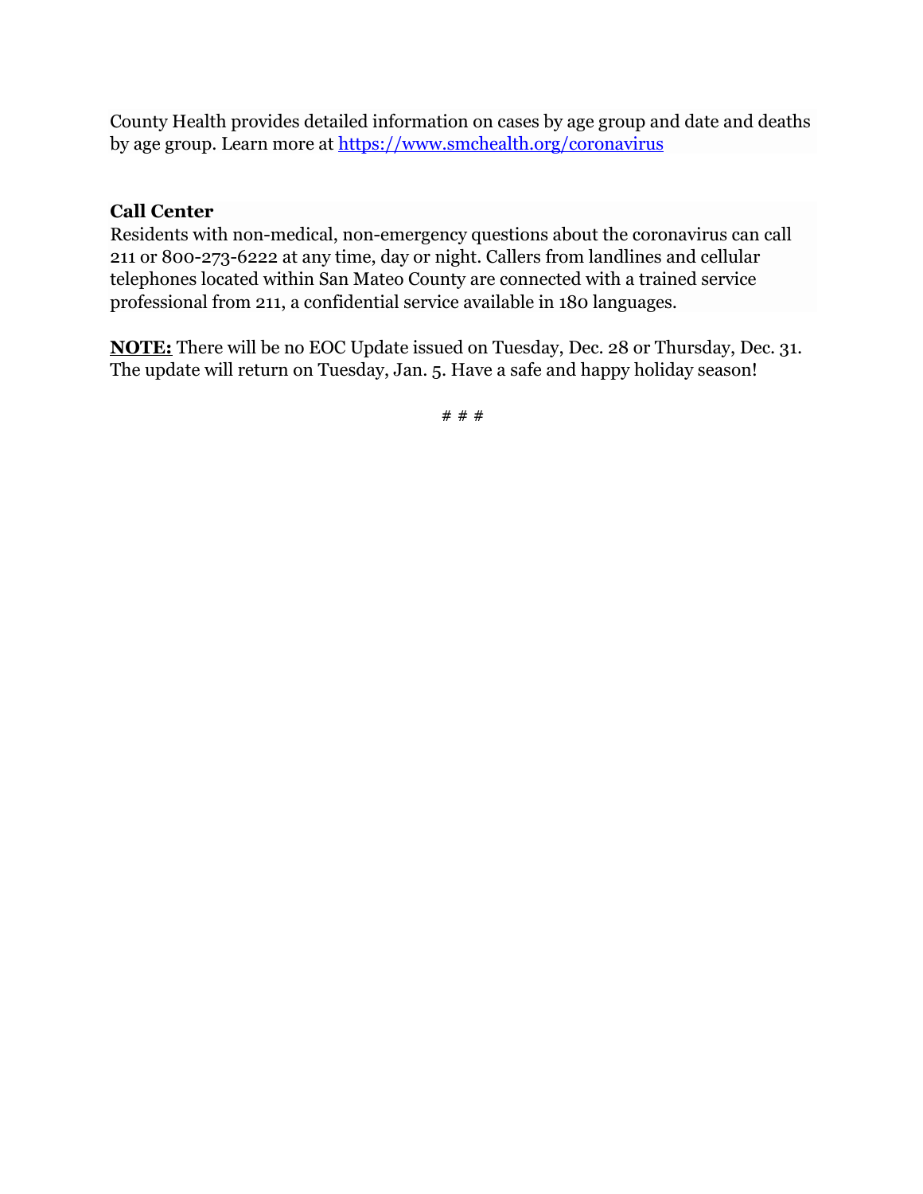County Health provides detailed information on cases by age group and date and deaths by age group. Learn more at https://www.smchealth.org/coronavirus

**Call Center**
Residents with non-medical, non-emergency questions about the coronavirus can call 211 or 800-273-6222 at any time, day or night. Callers from landlines and cellular telephones located within San Mateo County are connected with a trained service professional from 211, a confidential service available in 180 languages.

**NOTE:** There will be no EOC Update issued on Tuesday, Dec. 28 or Thursday, Dec. 31. The update will return on Tuesday, Jan. 5. Have a safe and happy holiday season!

# # #